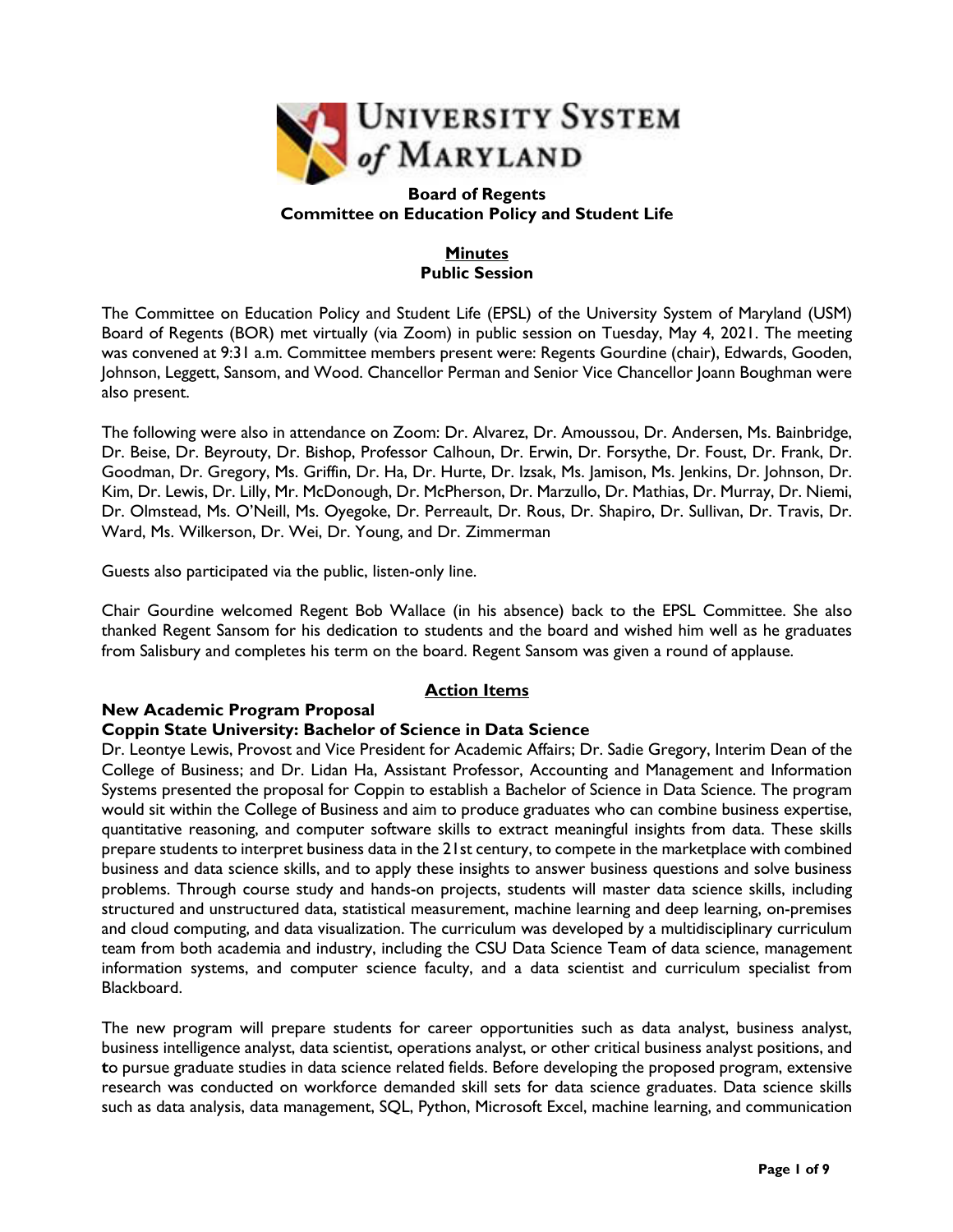**Board of Regents**
**Committee on Education Policy and Student Life**

**Minutes**
**Public Session**

The Committee on Education Policy and Student Life (EPSL) of the University System of Maryland (USM) Board of Regents (BOR) met virtually (via Zoom) in public session on Tuesday, May 4, 2021. The meeting was convened at 9:31 a.m. Committee members present were: Regents Gourdine (chair), Edwards, Gooden, Johnson, Leggett, Sansom, and Wood. Chancellor Perman and Senior Vice Chancellor Joann Boughman were also present.

The following were also in attendance on Zoom: Dr. Alvarez, Dr. Amoussou, Dr. Andersen, Ms. Bainbridge, Dr. Beise, Dr. Beyrouty, Dr. Bishop, Professor Calhoun, Dr. Erwin, Dr. Forsythe, Dr. Foust, Dr. Frank, Dr. Goodman, Dr. Gregory, Ms. Griffin, Dr. Ha, Dr. Hurte, Dr. Izsak, Ms. Jamison, Ms. Jenkins, Dr. Johnson, Dr. Kim, Dr. Lewis, Dr. Lilly, Mr. McDonough, Dr. McPherson, Dr. Marzullo, Dr. Mathias, Dr. Murray, Dr. Niemi, Dr. Olmstead, Ms. O'Neill, Ms. Oyegoke, Dr. Perreault, Dr. Rous, Dr. Shapiro, Dr. Sullivan, Dr. Travis, Dr. Ward, Ms. Wilkerson, Dr. Wei, Dr. Young, and Dr. Zimmerman

Guests also participated via the public, listen-only line.

Chair Gourdine welcomed Regent Bob Wallace (in his absence) back to the EPSL Committee. She also thanked Regent Sansom for his dedication to students and the board and wished him well as he graduates from Salisbury and completes his term on the board. Regent Sansom was given a round of applause.

## Action Items

### New Academic Program Proposal
### Coppin State University: Bachelor of Science in Data Science

Dr. Leontye Lewis, Provost and Vice President for Academic Affairs; Dr. Sadie Gregory, Interim Dean of the College of Business; and Dr. Lidan Ha, Assistant Professor, Accounting and Management and Information Systems presented the proposal for Coppin to establish a Bachelor of Science in Data Science. The program would sit within the College of Business and aim to produce graduates who can combine business expertise, quantitative reasoning, and computer software skills to extract meaningful insights from data. These skills prepare students to interpret business data in the 21st century, to compete in the marketplace with combined business and data science skills, and to apply these insights to answer business questions and solve business problems. Through course study and hands-on projects, students will master data science skills, including structured and unstructured data, statistical measurement, machine learning and deep learning, on-premises and cloud computing, and data visualization. The curriculum was developed by a multidisciplinary curriculum team from both academia and industry, including the CSU Data Science Team of data science, management information systems, and computer science faculty, and a data scientist and curriculum specialist from Blackboard.

The new program will prepare students for career opportunities such as data analyst, business analyst, business intelligence analyst, data scientist, operations analyst, or other critical business analyst positions, and to pursue graduate studies in data science related fields. Before developing the proposed program, extensive research was conducted on workforce demanded skill sets for data science graduates. Data science skills such as data analysis, data management, SQL, Python, Microsoft Excel, machine learning, and communication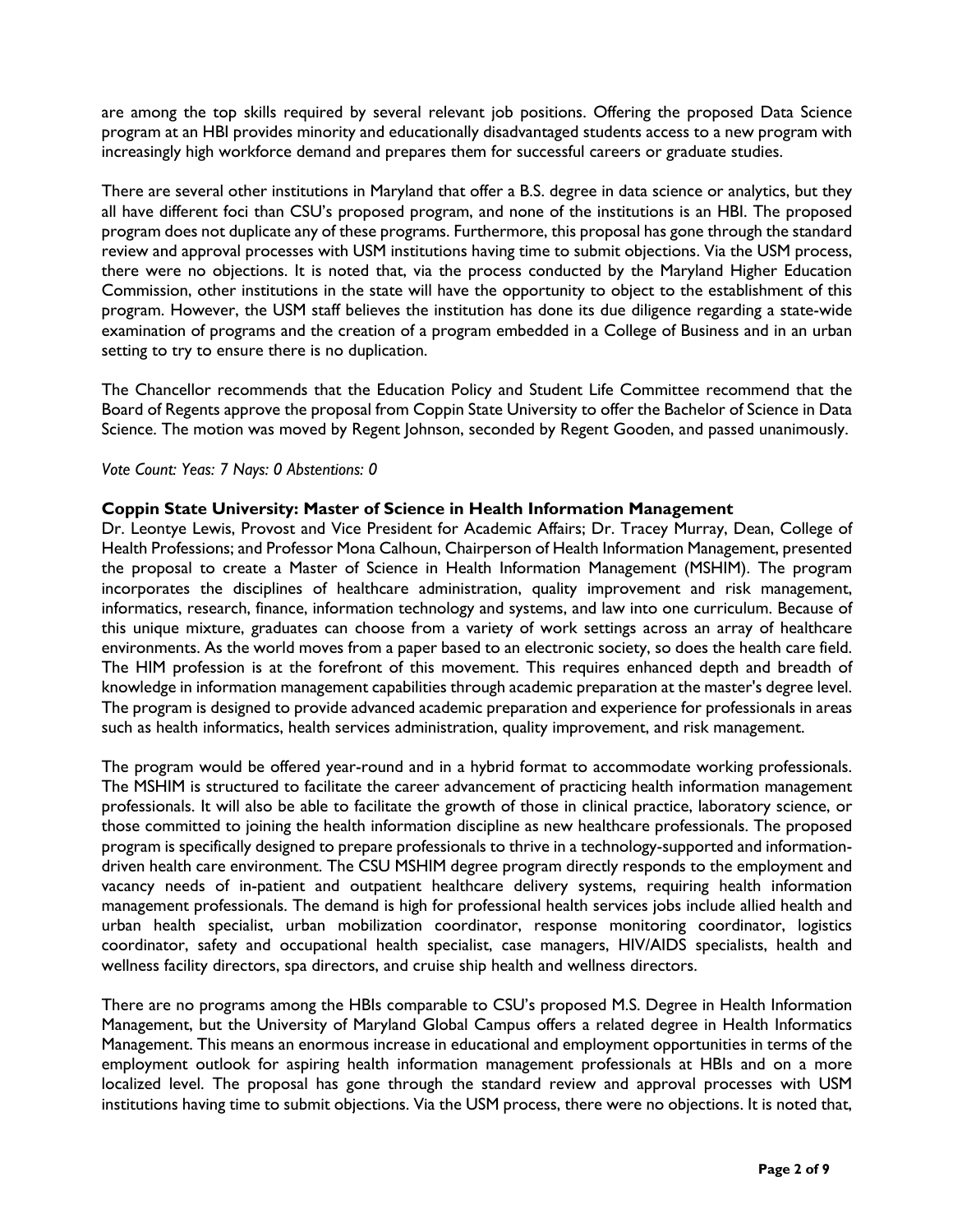are among the top skills required by several relevant job positions. Offering the proposed Data Science program at an HBI provides minority and educationally disadvantaged students access to a new program with increasingly high workforce demand and prepares them for successful careers or graduate studies.

There are several other institutions in Maryland that offer a B.S. degree in data science or analytics, but they all have different foci than CSU's proposed program, and none of the institutions is an HBI. The proposed program does not duplicate any of these programs. Furthermore, this proposal has gone through the standard review and approval processes with USM institutions having time to submit objections. Via the USM process, there were no objections. It is noted that, via the process conducted by the Maryland Higher Education Commission, other institutions in the state will have the opportunity to object to the establishment of this program. However, the USM staff believes the institution has done its due diligence regarding a state-wide examination of programs and the creation of a program embedded in a College of Business and in an urban setting to try to ensure there is no duplication.

The Chancellor recommends that the Education Policy and Student Life Committee recommend that the Board of Regents approve the proposal from Coppin State University to offer the Bachelor of Science in Data Science. The motion was moved by Regent Johnson, seconded by Regent Gooden, and passed unanimously.

*Vote Count: Yeas: 7 Nays: 0 Abstentions: 0*

**Coppin State University: Master of Science in Health Information Management**

Dr. Leontye Lewis, Provost and Vice President for Academic Affairs; Dr. Tracey Murray, Dean, College of Health Professions; and Professor Mona Calhoun, Chairperson of Health Information Management, presented the proposal to create a Master of Science in Health Information Management (MSHIM). The program incorporates the disciplines of healthcare administration, quality improvement and risk management, informatics, research, finance, information technology and systems, and law into one curriculum. Because of this unique mixture, graduates can choose from a variety of work settings across an array of healthcare environments. As the world moves from a paper based to an electronic society, so does the health care field. The HIM profession is at the forefront of this movement. This requires enhanced depth and breadth of knowledge in information management capabilities through academic preparation at the master's degree level. The program is designed to provide advanced academic preparation and experience for professionals in areas such as health informatics, health services administration, quality improvement, and risk management.

The program would be offered year-round and in a hybrid format to accommodate working professionals. The MSHIM is structured to facilitate the career advancement of practicing health information management professionals. It will also be able to facilitate the growth of those in clinical practice, laboratory science, or those committed to joining the health information discipline as new healthcare professionals. The proposed program is specifically designed to prepare professionals to thrive in a technology-supported and information-driven health care environment. The CSU MSHIM degree program directly responds to the employment and vacancy needs of in-patient and outpatient healthcare delivery systems, requiring health information management professionals. The demand is high for professional health services jobs include allied health and urban health specialist, urban mobilization coordinator, response monitoring coordinator, logistics coordinator, safety and occupational health specialist, case managers, HIV/AIDS specialists, health and wellness facility directors, spa directors, and cruise ship health and wellness directors.

There are no programs among the HBIs comparable to CSU's proposed M.S. Degree in Health Information Management, but the University of Maryland Global Campus offers a related degree in Health Informatics Management. This means an enormous increase in educational and employment opportunities in terms of the employment outlook for aspiring health information management professionals at HBIs and on a more localized level. The proposal has gone through the standard review and approval processes with USM institutions having time to submit objections. Via the USM process, there were no objections. It is noted that,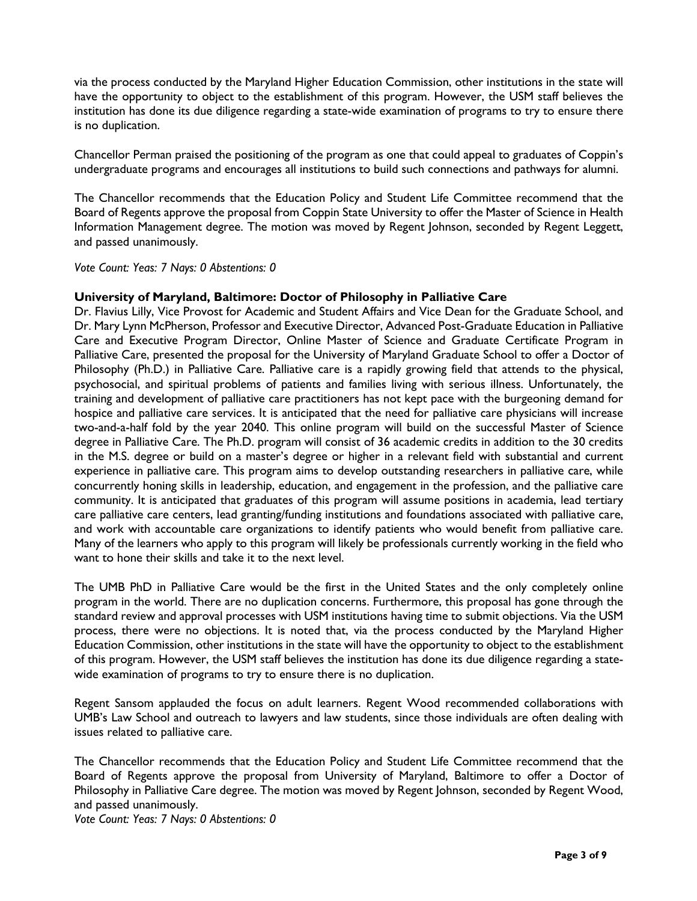via the process conducted by the Maryland Higher Education Commission, other institutions in the state will have the opportunity to object to the establishment of this program. However, the USM staff believes the institution has done its due diligence regarding a state-wide examination of programs to try to ensure there is no duplication.

Chancellor Perman praised the positioning of the program as one that could appeal to graduates of Coppin's undergraduate programs and encourages all institutions to build such connections and pathways for alumni.

The Chancellor recommends that the Education Policy and Student Life Committee recommend that the Board of Regents approve the proposal from Coppin State University to offer the Master of Science in Health Information Management degree. The motion was moved by Regent Johnson, seconded by Regent Leggett, and passed unanimously.

*Vote Count: Yeas: 7 Nays: 0 Abstentions: 0*

**University of Maryland, Baltimore: Doctor of Philosophy in Palliative Care**

Dr. Flavius Lilly, Vice Provost for Academic and Student Affairs and Vice Dean for the Graduate School, and Dr. Mary Lynn McPherson, Professor and Executive Director, Advanced Post-Graduate Education in Palliative Care and Executive Program Director, Online Master of Science and Graduate Certificate Program in Palliative Care, presented the proposal for the University of Maryland Graduate School to offer a Doctor of Philosophy (Ph.D.) in Palliative Care. Palliative care is a rapidly growing field that attends to the physical, psychosocial, and spiritual problems of patients and families living with serious illness. Unfortunately, the training and development of palliative care practitioners has not kept pace with the burgeoning demand for hospice and palliative care services. It is anticipated that the need for palliative care physicians will increase two-and-a-half fold by the year 2040. This online program will build on the successful Master of Science degree in Palliative Care. The Ph.D. program will consist of 36 academic credits in addition to the 30 credits in the M.S. degree or build on a master's degree or higher in a relevant field with substantial and current experience in palliative care. This program aims to develop outstanding researchers in palliative care, while concurrently honing skills in leadership, education, and engagement in the profession, and the palliative care community. It is anticipated that graduates of this program will assume positions in academia, lead tertiary care palliative care centers, lead granting/funding institutions and foundations associated with palliative care, and work with accountable care organizations to identify patients who would benefit from palliative care. Many of the learners who apply to this program will likely be professionals currently working in the field who want to hone their skills and take it to the next level.

The UMB PhD in Palliative Care would be the first in the United States and the only completely online program in the world. There are no duplication concerns. Furthermore, this proposal has gone through the standard review and approval processes with USM institutions having time to submit objections. Via the USM process, there were no objections. It is noted that, via the process conducted by the Maryland Higher Education Commission, other institutions in the state will have the opportunity to object to the establishment of this program. However, the USM staff believes the institution has done its due diligence regarding a state-wide examination of programs to try to ensure there is no duplication.

Regent Sansom applauded the focus on adult learners. Regent Wood recommended collaborations with UMB's Law School and outreach to lawyers and law students, since those individuals are often dealing with issues related to palliative care.

The Chancellor recommends that the Education Policy and Student Life Committee recommend that the Board of Regents approve the proposal from University of Maryland, Baltimore to offer a Doctor of Philosophy in Palliative Care degree. The motion was moved by Regent Johnson, seconded by Regent Wood, and passed unanimously.

*Vote Count: Yeas: 7 Nays: 0 Abstentions: 0*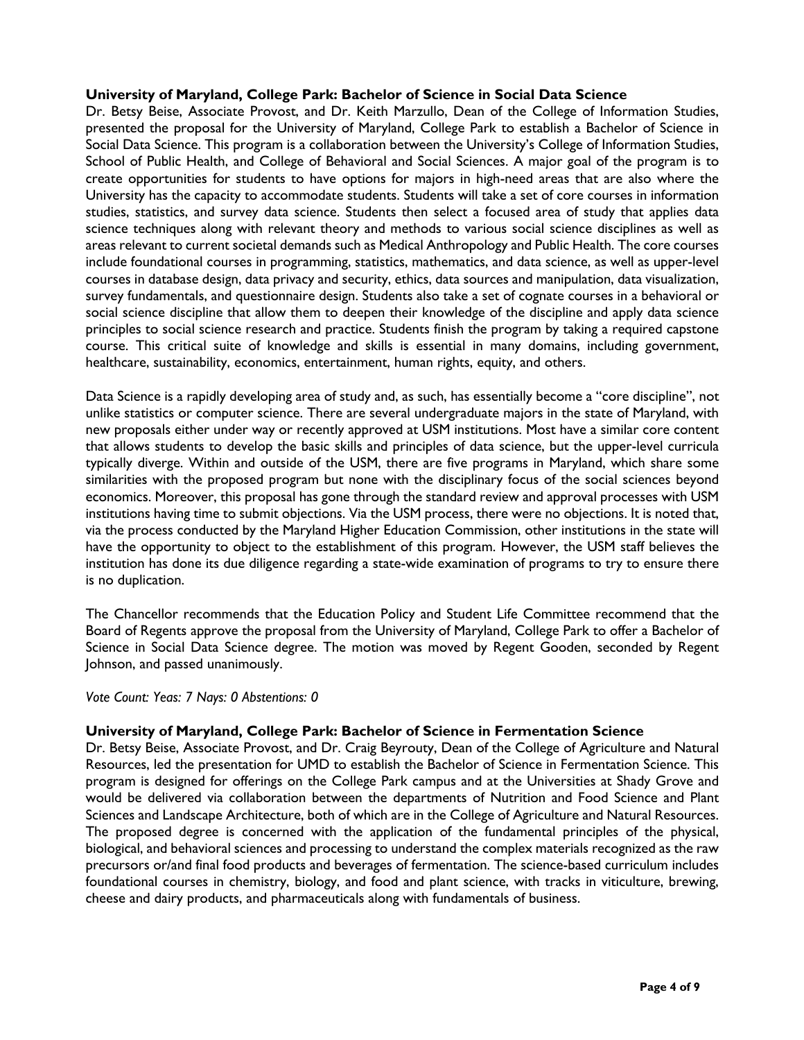**University of Maryland, College Park: Bachelor of Science in Social Data Science**

Dr. Betsy Beise, Associate Provost, and Dr. Keith Marzullo, Dean of the College of Information Studies, presented the proposal for the University of Maryland, College Park to establish a Bachelor of Science in Social Data Science. This program is a collaboration between the University's College of Information Studies, School of Public Health, and College of Behavioral and Social Sciences. A major goal of the program is to create opportunities for students to have options for majors in high-need areas that are also where the University has the capacity to accommodate students. Students will take a set of core courses in information studies, statistics, and survey data science. Students then select a focused area of study that applies data science techniques along with relevant theory and methods to various social science disciplines as well as areas relevant to current societal demands such as Medical Anthropology and Public Health. The core courses include foundational courses in programming, statistics, mathematics, and data science, as well as upper-level courses in database design, data privacy and security, ethics, data sources and manipulation, data visualization, survey fundamentals, and questionnaire design. Students also take a set of cognate courses in a behavioral or social science discipline that allow them to deepen their knowledge of the discipline and apply data science principles to social science research and practice. Students finish the program by taking a required capstone course. This critical suite of knowledge and skills is essential in many domains, including government, healthcare, sustainability, economics, entertainment, human rights, equity, and others.

Data Science is a rapidly developing area of study and, as such, has essentially become a "core discipline", not unlike statistics or computer science. There are several undergraduate majors in the state of Maryland, with new proposals either under way or recently approved at USM institutions. Most have a similar core content that allows students to develop the basic skills and principles of data science, but the upper-level curricula typically diverge. Within and outside of the USM, there are five programs in Maryland, which share some similarities with the proposed program but none with the disciplinary focus of the social sciences beyond economics. Moreover, this proposal has gone through the standard review and approval processes with USM institutions having time to submit objections. Via the USM process, there were no objections. It is noted that, via the process conducted by the Maryland Higher Education Commission, other institutions in the state will have the opportunity to object to the establishment of this program. However, the USM staff believes the institution has done its due diligence regarding a state-wide examination of programs to try to ensure there is no duplication.

The Chancellor recommends that the Education Policy and Student Life Committee recommend that the Board of Regents approve the proposal from the University of Maryland, College Park to offer a Bachelor of Science in Social Data Science degree. The motion was moved by Regent Gooden, seconded by Regent Johnson, and passed unanimously.

*Vote Count: Yeas: 7 Nays: 0 Abstentions: 0*

**University of Maryland, College Park: Bachelor of Science in Fermentation Science**

Dr. Betsy Beise, Associate Provost, and Dr. Craig Beyrouty, Dean of the College of Agriculture and Natural Resources, led the presentation for UMD to establish the Bachelor of Science in Fermentation Science. This program is designed for offerings on the College Park campus and at the Universities at Shady Grove and would be delivered via collaboration between the departments of Nutrition and Food Science and Plant Sciences and Landscape Architecture, both of which are in the College of Agriculture and Natural Resources. The proposed degree is concerned with the application of the fundamental principles of the physical, biological, and behavioral sciences and processing to understand the complex materials recognized as the raw precursors or/and final food products and beverages of fermentation. The science-based curriculum includes foundational courses in chemistry, biology, and food and plant science, with tracks in viticulture, brewing, cheese and dairy products, and pharmaceuticals along with fundamentals of business.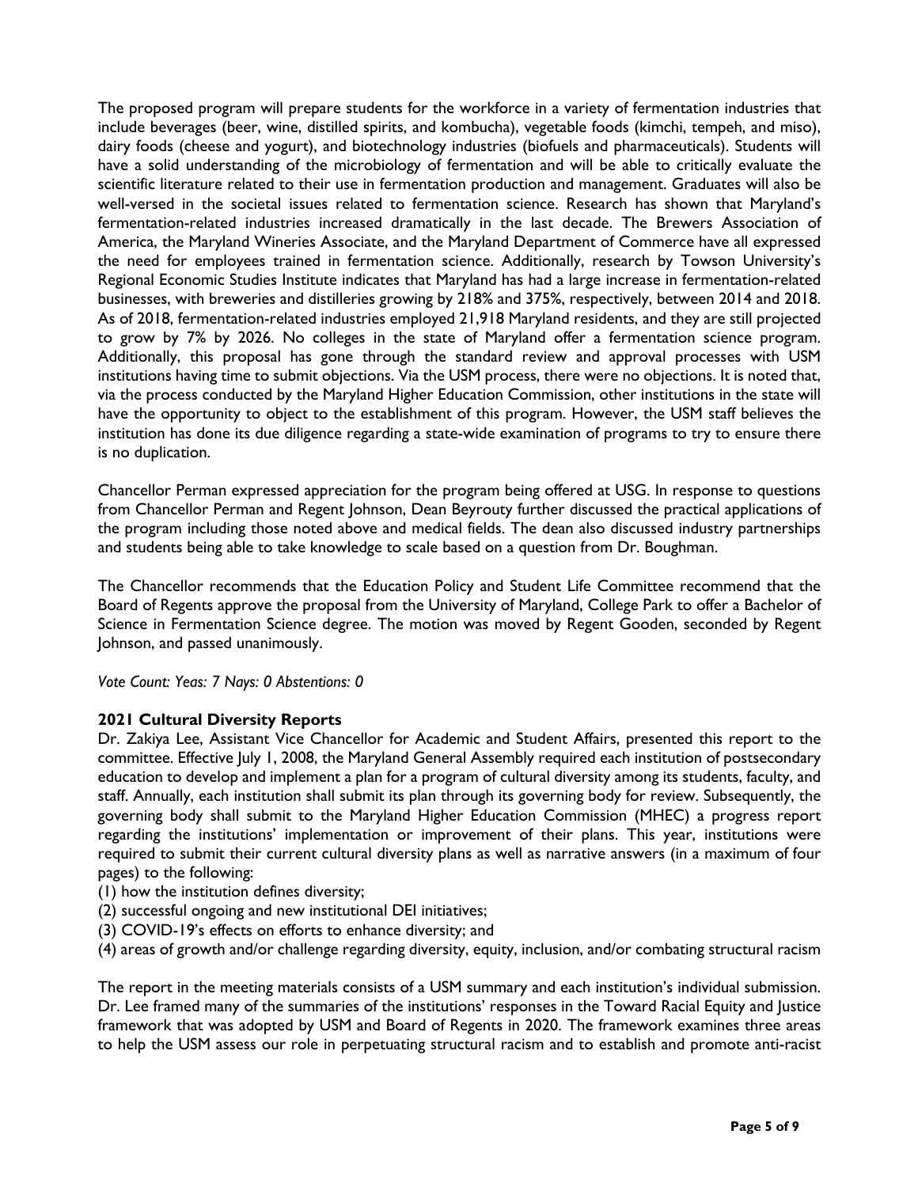The proposed program will prepare students for the workforce in a variety of fermentation industries that include beverages (beer, wine, distilled spirits, and kombucha), vegetable foods (kimchi, tempeh, and miso), dairy foods (cheese and yogurt), and biotechnology industries (biofuels and pharmaceuticals). Students will have a solid understanding of the microbiology of fermentation and will be able to critically evaluate the scientific literature related to their use in fermentation production and management. Graduates will also be well-versed in the societal issues related to fermentation science. Research has shown that Maryland's fermentation-related industries increased dramatically in the last decade. The Brewers Association of America, the Maryland Wineries Associate, and the Maryland Department of Commerce have all expressed the need for employees trained in fermentation science. Additionally, research by Towson University's Regional Economic Studies Institute indicates that Maryland has had a large increase in fermentation-related businesses, with breweries and distilleries growing by 218% and 375%, respectively, between 2014 and 2018. As of 2018, fermentation-related industries employed 21,918 Maryland residents, and they are still projected to grow by 7% by 2026. No colleges in the state of Maryland offer a fermentation science program. Additionally, this proposal has gone through the standard review and approval processes with USM institutions having time to submit objections. Via the USM process, there were no objections. It is noted that, via the process conducted by the Maryland Higher Education Commission, other institutions in the state will have the opportunity to object to the establishment of this program. However, the USM staff believes the institution has done its due diligence regarding a state-wide examination of programs to try to ensure there is no duplication.

Chancellor Perman expressed appreciation for the program being offered at USG. In response to questions from Chancellor Perman and Regent Johnson, Dean Beyrouty further discussed the practical applications of the program including those noted above and medical fields. The dean also discussed industry partnerships and students being able to take knowledge to scale based on a question from Dr. Boughman.

The Chancellor recommends that the Education Policy and Student Life Committee recommend that the Board of Regents approve the proposal from the University of Maryland, College Park to offer a Bachelor of Science in Fermentation Science degree. The motion was moved by Regent Gooden, seconded by Regent Johnson, and passed unanimously.

*Vote Count: Yeas: 7 Nays: 0 Abstentions: 0*

**2021 Cultural Diversity Reports**

Dr. Zakiya Lee, Assistant Vice Chancellor for Academic and Student Affairs, presented this report to the committee. Effective July 1, 2008, the Maryland General Assembly required each institution of postsecondary education to develop and implement a plan for a program of cultural diversity among its students, faculty, and staff. Annually, each institution shall submit its plan through its governing body for review. Subsequently, the governing body shall submit to the Maryland Higher Education Commission (MHEC) a progress report regarding the institutions' implementation or improvement of their plans. This year, institutions were required to submit their current cultural diversity plans as well as narrative answers (in a maximum of four pages) to the following:

(1) how the institution defines diversity;
(2) successful ongoing and new institutional DEI initiatives;
(3) COVID-19's effects on efforts to enhance diversity; and
(4) areas of growth and/or challenge regarding diversity, equity, inclusion, and/or combating structural racism

The report in the meeting materials consists of a USM summary and each institution's individual submission. Dr. Lee framed many of the summaries of the institutions' responses in the Toward Racial Equity and Justice framework that was adopted by USM and Board of Regents in 2020. The framework examines three areas to help the USM assess our role in perpetuating structural racism and to establish and promote anti-racist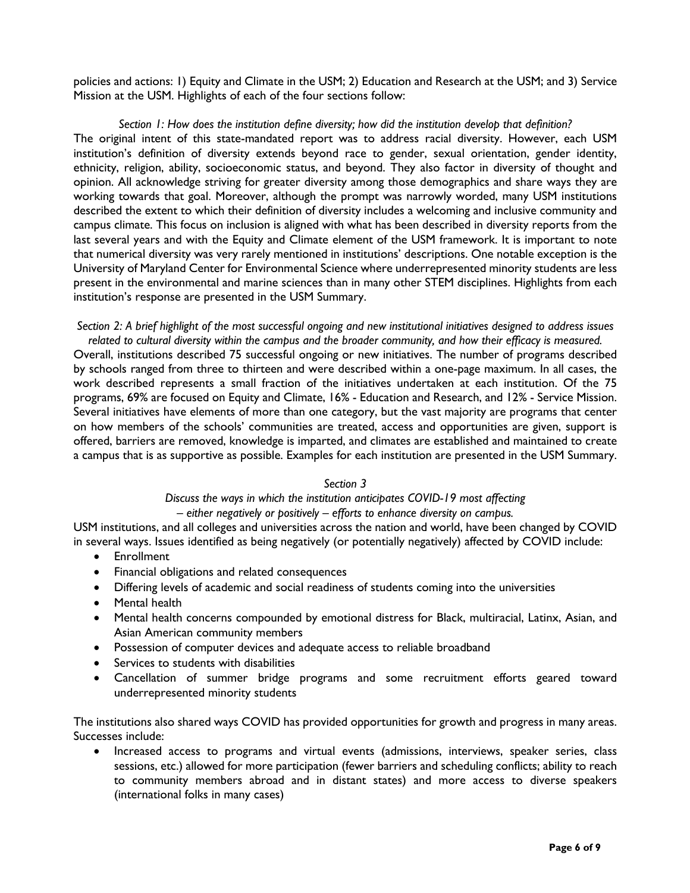policies and actions: 1) Equity and Climate in the USM; 2) Education and Research at the USM; and 3) Service Mission at the USM. Highlights of each of the four sections follow:

*Section 1: How does the institution define diversity; how did the institution develop that definition?*

The original intent of this state-mandated report was to address racial diversity. However, each USM institution's definition of diversity extends beyond race to gender, sexual orientation, gender identity, ethnicity, religion, ability, socioeconomic status, and beyond. They also factor in diversity of thought and opinion. All acknowledge striving for greater diversity among those demographics and share ways they are working towards that goal. Moreover, although the prompt was narrowly worded, many USM institutions described the extent to which their definition of diversity includes a welcoming and inclusive community and campus climate. This focus on inclusion is aligned with what has been described in diversity reports from the last several years and with the Equity and Climate element of the USM framework. It is important to note that numerical diversity was very rarely mentioned in institutions' descriptions. One notable exception is the University of Maryland Center for Environmental Science where underrepresented minority students are less present in the environmental and marine sciences than in many other STEM disciplines. Highlights from each institution's response are presented in the USM Summary.

*Section 2: A brief highlight of the most successful ongoing and new institutional initiatives designed to address issues related to cultural diversity within the campus and the broader community, and how their efficacy is measured.*

Overall, institutions described 75 successful ongoing or new initiatives. The number of programs described by schools ranged from three to thirteen and were described within a one-page maximum. In all cases, the work described represents a small fraction of the initiatives undertaken at each institution. Of the 75 programs, 69% are focused on Equity and Climate, 16% - Education and Research, and 12% - Service Mission. Several initiatives have elements of more than one category, but the vast majority are programs that center on how members of the schools' communities are treated, access and opportunities are given, support is offered, barriers are removed, knowledge is imparted, and climates are established and maintained to create a campus that is as supportive as possible. Examples for each institution are presented in the USM Summary.

*Section 3*

*Discuss the ways in which the institution anticipates COVID-19 most affecting – either negatively or positively – efforts to enhance diversity on campus.*

USM institutions, and all colleges and universities across the nation and world, have been changed by COVID in several ways. Issues identified as being negatively (or potentially negatively) affected by COVID include:

- Enrollment
- Financial obligations and related consequences
- Differing levels of academic and social readiness of students coming into the universities
- Mental health
- Mental health concerns compounded by emotional distress for Black, multiracial, Latinx, Asian, and Asian American community members
- Possession of computer devices and adequate access to reliable broadband
- Services to students with disabilities
- Cancellation of summer bridge programs and some recruitment efforts geared toward underrepresented minority students

The institutions also shared ways COVID has provided opportunities for growth and progress in many areas. Successes include:

- Increased access to programs and virtual events (admissions, interviews, speaker series, class sessions, etc.) allowed for more participation (fewer barriers and scheduling conflicts; ability to reach to community members abroad and in distant states) and more access to diverse speakers (international folks in many cases)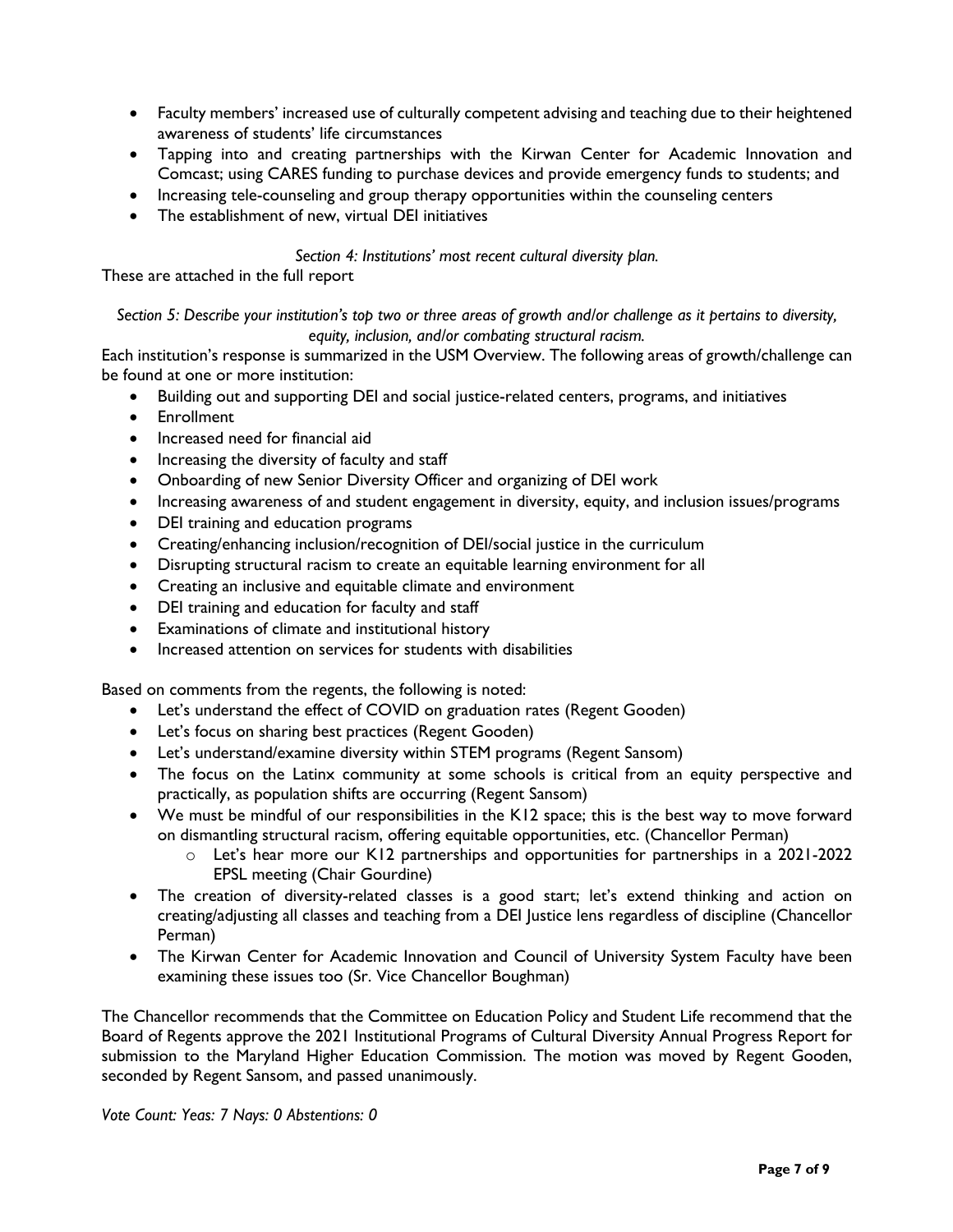- Faculty members' increased use of culturally competent advising and teaching due to their heightened awareness of students' life circumstances
- Tapping into and creating partnerships with the Kirwan Center for Academic Innovation and Comcast; using CARES funding to purchase devices and provide emergency funds to students; and
- Increasing tele-counseling and group therapy opportunities within the counseling centers
- The establishment of new, virtual DEI initiatives

*Section 4: Institutions' most recent cultural diversity plan.*

These are attached in the full report

*Section 5: Describe your institution's top two or three areas of growth and/or challenge as it pertains to diversity, equity, inclusion, and/or combating structural racism.*

Each institution's response is summarized in the USM Overview. The following areas of growth/challenge can be found at one or more institution:

- Building out and supporting DEI and social justice-related centers, programs, and initiatives
- Enrollment
- Increased need for financial aid
- Increasing the diversity of faculty and staff
- Onboarding of new Senior Diversity Officer and organizing of DEI work
- Increasing awareness of and student engagement in diversity, equity, and inclusion issues/programs
- DEI training and education programs
- Creating/enhancing inclusion/recognition of DEI/social justice in the curriculum
- Disrupting structural racism to create an equitable learning environment for all
- Creating an inclusive and equitable climate and environment
- DEI training and education for faculty and staff
- Examinations of climate and institutional history
- Increased attention on services for students with disabilities

Based on comments from the regents, the following is noted:

- Let's understand the effect of COVID on graduation rates (Regent Gooden)
- Let's focus on sharing best practices (Regent Gooden)
- Let's understand/examine diversity within STEM programs (Regent Sansom)
- The focus on the Latinx community at some schools is critical from an equity perspective and practically, as population shifts are occurring (Regent Sansom)
- We must be mindful of our responsibilities in the K12 space; this is the best way to move forward on dismantling structural racism, offering equitable opportunities, etc. (Chancellor Perman)
  - Let's hear more our K12 partnerships and opportunities for partnerships in a 2021-2022 EPSL meeting (Chair Gourdine)
- The creation of diversity-related classes is a good start; let's extend thinking and action on creating/adjusting all classes and teaching from a DEI Justice lens regardless of discipline (Chancellor Perman)
- The Kirwan Center for Academic Innovation and Council of University System Faculty have been examining these issues too (Sr. Vice Chancellor Boughman)

The Chancellor recommends that the Committee on Education Policy and Student Life recommend that the Board of Regents approve the 2021 Institutional Programs of Cultural Diversity Annual Progress Report for submission to the Maryland Higher Education Commission. The motion was moved by Regent Gooden, seconded by Regent Sansom, and passed unanimously.

*Vote Count: Yeas: 7 Nays: 0 Abstentions: 0*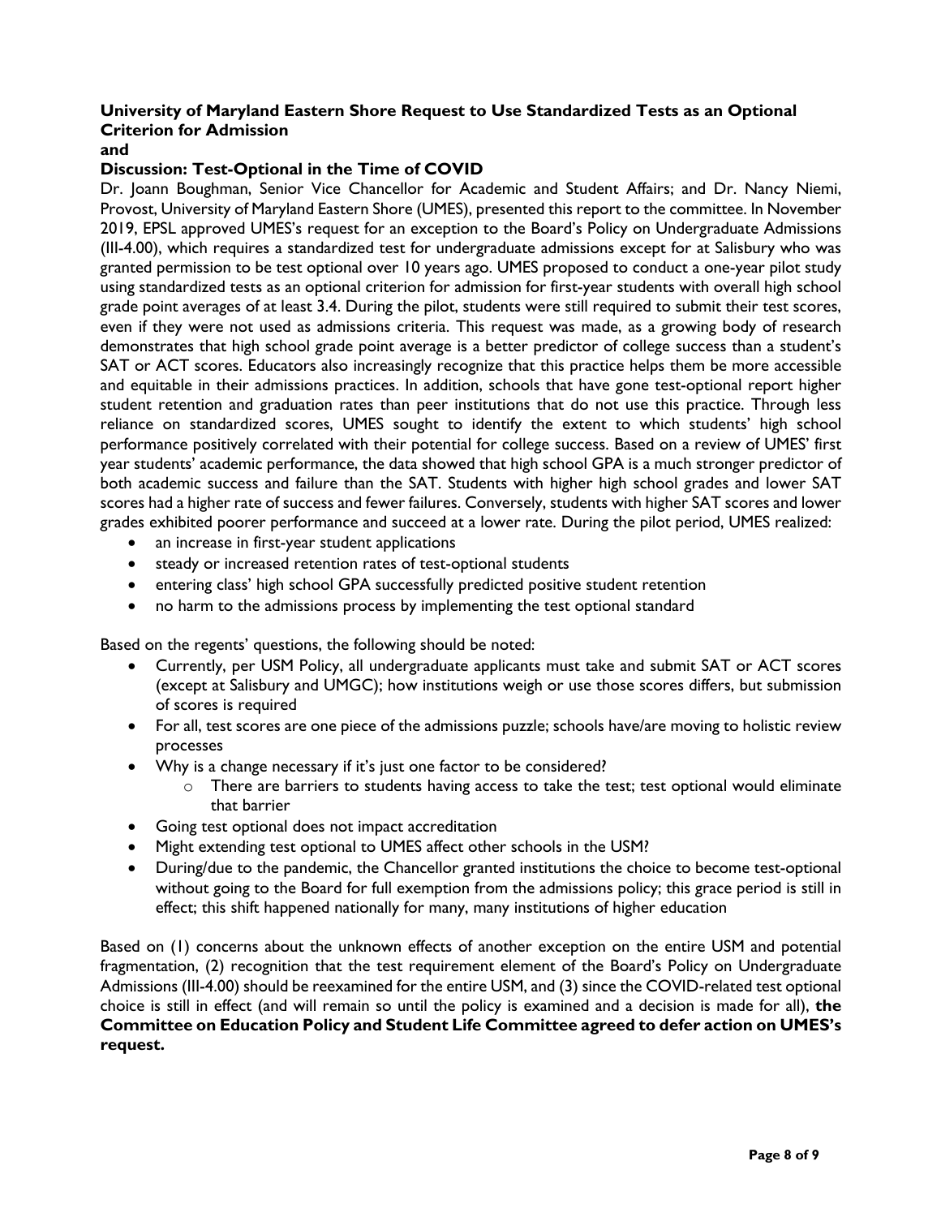**University of Maryland Eastern Shore Request to Use Standardized Tests as an Optional Criterion for Admission**
**and**
**Discussion: Test-Optional in the Time of COVID**

Dr. Joann Boughman, Senior Vice Chancellor for Academic and Student Affairs; and Dr. Nancy Niemi, Provost, University of Maryland Eastern Shore (UMES), presented this report to the committee. In November 2019, EPSL approved UMES's request for an exception to the Board's Policy on Undergraduate Admissions (III-4.00), which requires a standardized test for undergraduate admissions except for at Salisbury who was granted permission to be test optional over 10 years ago. UMES proposed to conduct a one-year pilot study using standardized tests as an optional criterion for admission for first-year students with overall high school grade point averages of at least 3.4. During the pilot, students were still required to submit their test scores, even if they were not used as admissions criteria. This request was made, as a growing body of research demonstrates that high school grade point average is a better predictor of college success than a student's SAT or ACT scores. Educators also increasingly recognize that this practice helps them be more accessible and equitable in their admissions practices. In addition, schools that have gone test-optional report higher student retention and graduation rates than peer institutions that do not use this practice. Through less reliance on standardized scores, UMES sought to identify the extent to which students' high school performance positively correlated with their potential for college success. Based on a review of UMES' first year students' academic performance, the data showed that high school GPA is a much stronger predictor of both academic success and failure than the SAT. Students with higher high school grades and lower SAT scores had a higher rate of success and fewer failures. Conversely, students with higher SAT scores and lower grades exhibited poorer performance and succeed at a lower rate. During the pilot period, UMES realized:

- an increase in first-year student applications
- steady or increased retention rates of test-optional students
- entering class' high school GPA successfully predicted positive student retention
- no harm to the admissions process by implementing the test optional standard

Based on the regents' questions, the following should be noted:

- Currently, per USM Policy, all undergraduate applicants must take and submit SAT or ACT scores (except at Salisbury and UMGC); how institutions weigh or use those scores differs, but submission of scores is required
- For all, test scores are one piece of the admissions puzzle; schools have/are moving to holistic review processes
- Why is a change necessary if it's just one factor to be considered?
  - There are barriers to students having access to take the test; test optional would eliminate that barrier
- Going test optional does not impact accreditation
- Might extending test optional to UMES affect other schools in the USM?
- During/due to the pandemic, the Chancellor granted institutions the choice to become test-optional without going to the Board for full exemption from the admissions policy; this grace period is still in effect; this shift happened nationally for many, many institutions of higher education

Based on (1) concerns about the unknown effects of another exception on the entire USM and potential fragmentation, (2) recognition that the test requirement element of the Board's Policy on Undergraduate Admissions (III-4.00) should be reexamined for the entire USM, and (3) since the COVID-related test optional choice is still in effect (and will remain so until the policy is examined and a decision is made for all), **the Committee on Education Policy and Student Life Committee agreed to defer action on UMES's request.**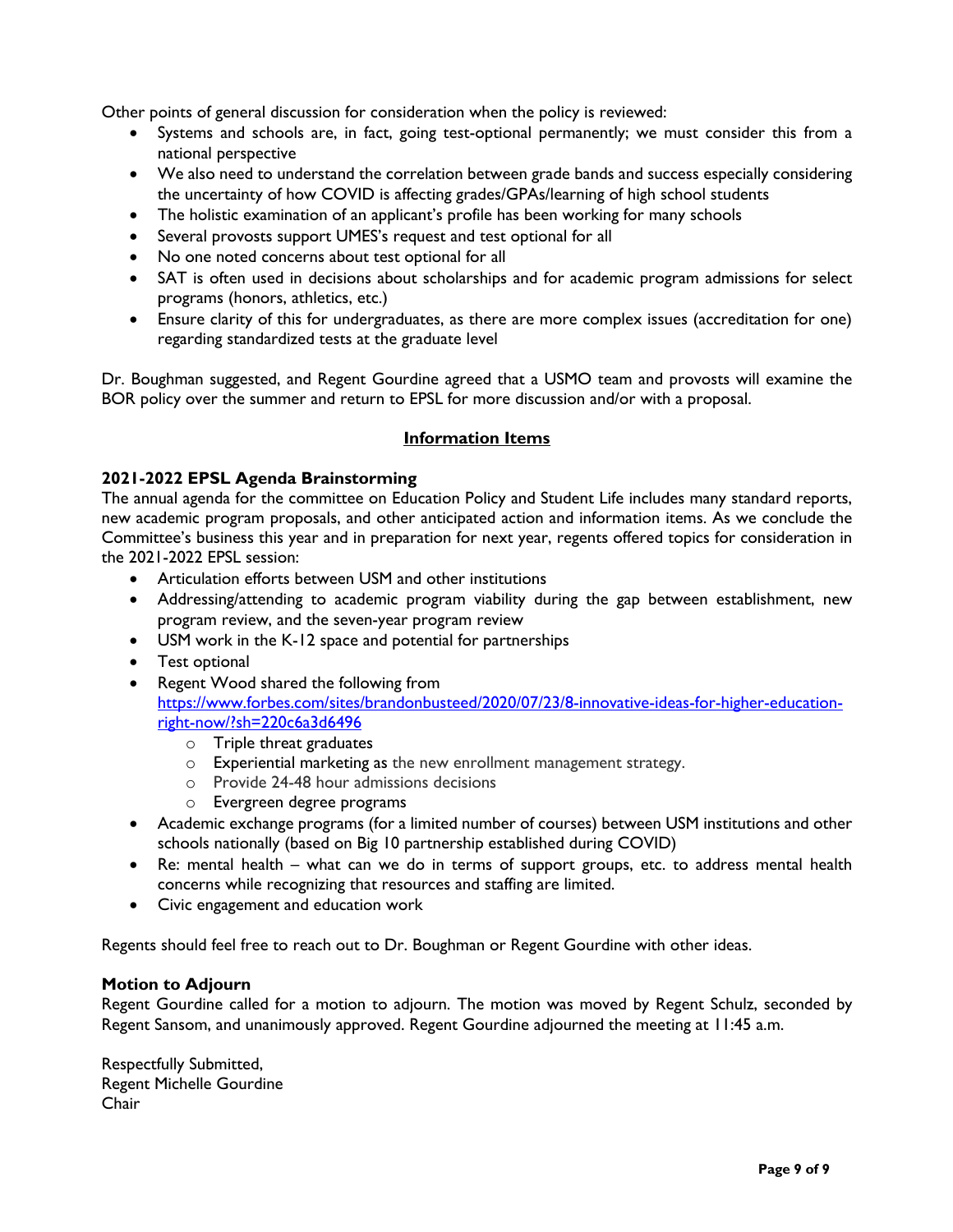Other points of general discussion for consideration when the policy is reviewed:

- Systems and schools are, in fact, going test-optional permanently; we must consider this from a national perspective
- We also need to understand the correlation between grade bands and success especially considering the uncertainty of how COVID is affecting grades/GPAs/learning of high school students
- The holistic examination of an applicant's profile has been working for many schools
- Several provosts support UMES's request and test optional for all
- No one noted concerns about test optional for all
- SAT is often used in decisions about scholarships and for academic program admissions for select programs (honors, athletics, etc.)
- Ensure clarity of this for undergraduates, as there are more complex issues (accreditation for one) regarding standardized tests at the graduate level

Dr. Boughman suggested, and Regent Gourdine agreed that a USMO team and provosts will examine the BOR policy over the summer and return to EPSL for more discussion and/or with a proposal.

## Information Items

### 2021-2022 EPSL Agenda Brainstorming

The annual agenda for the committee on Education Policy and Student Life includes many standard reports, new academic program proposals, and other anticipated action and information items. As we conclude the Committee's business this year and in preparation for next year, regents offered topics for consideration in the 2021-2022 EPSL session:

- Articulation efforts between USM and other institutions
- Addressing/attending to academic program viability during the gap between establishment, new program review, and the seven-year program review
- USM work in the K-12 space and potential for partnerships
- Test optional
- Regent Wood shared the following from https://www.forbes.com/sites/brandonbusteed/2020/07/23/8-innovative-ideas-for-higher-education-right-now/?sh=220c6a3d6496
    - Triple threat graduates
    - Experiential marketing as the new enrollment management strategy.
    - Provide 24-48 hour admissions decisions
    - Evergreen degree programs
- Academic exchange programs (for a limited number of courses) between USM institutions and other schools nationally (based on Big 10 partnership established during COVID)
- Re: mental health – what can we do in terms of support groups, etc. to address mental health concerns while recognizing that resources and staffing are limited.
- Civic engagement and education work

Regents should feel free to reach out to Dr. Boughman or Regent Gourdine with other ideas.

### Motion to Adjourn

Regent Gourdine called for a motion to adjourn. The motion was moved by Regent Schulz, seconded by Regent Sansom, and unanimously approved. Regent Gourdine adjourned the meeting at 11:45 a.m.

Respectfully Submitted,
Regent Michelle Gourdine
Chair